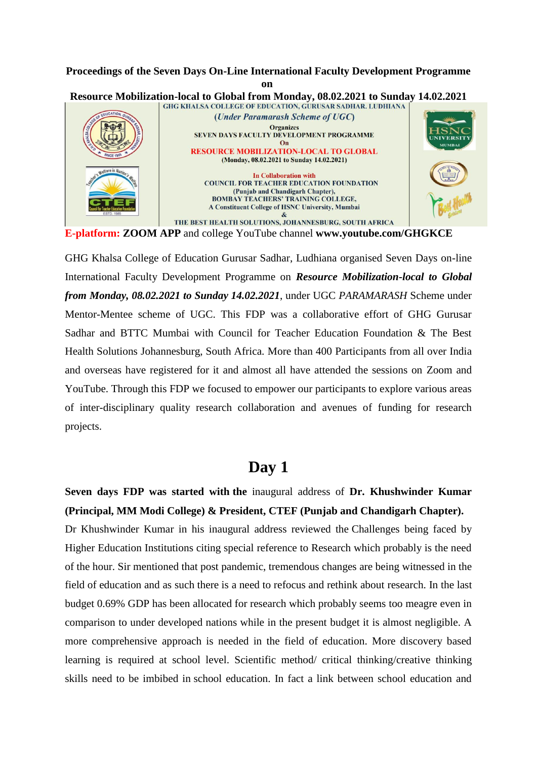**Proceedings of the Seven Days On-Line International Faculty Development Programme on Resource Mobilization-local to Global from Monday, 08.02.2021 to Sunday 14.02.2021**

GHG KHALSA COLLEGE OF EDUCATION, GURUSAR SADHAR. LUDHIANA

(*Under Paramarash Scheme of UGC*)

Organizes

SEVEN DAYS FACULTY DEVELOPMENT PROGRAMME

On

RESOURCE MOBILIZATION-LOCAL TO GLOBAL

(Monday, 08.02.2021 to Sunday 14.02.2021)

In Collaboration with

COUNCIL FOR TEACHER EDUCATION FOUNDATION

(Punjab and Chandigarh Chapter),

BOMBAY TEACHERS' TRAINING COLLEGE,

A Constituent College of HSNC University, Mumbai

&

THE BEST HEALTH SOLUTIONS, JOHANNESBURG, SOUTH AFRICA

**E-platform: ZOOM APP** and college YouTube channel **www.youtube.com/GHGKCE**

GHG Khalsa College of Education Gurusar Sadhar, Ludhiana organised Seven Days on-line International Faculty Development Programme on ***Resource Mobilization-local to Global from Monday, 08.02.2021 to Sunday 14.02.2021***, under UGC *PARAMARASH* Scheme under Mentor-Mentee scheme of UGC. This FDP was a collaborative effort of GHG Gurusar Sadhar and BTTC Mumbai with Council for Teacher Education Foundation & The Best Health Solutions Johannesburg, South Africa. More than 400 Participants from all over India and overseas have registered for it and almost all have attended the sessions on Zoom and YouTube. Through this FDP we focused to empower our participants to explore various areas of inter-disciplinary quality research collaboration and avenues of funding for research projects.

## Day 1

**Seven days FDP was started with the** inaugural address of **Dr. Khushwinder Kumar (Principal, MM Modi College) & President, CTEF (Punjab and Chandigarh Chapter).**

Dr Khushwinder Kumar in his inaugural address reviewed the Challenges being faced by Higher Education Institutions citing special reference to Research which probably is the need of the hour. Sir mentioned that post pandemic, tremendous changes are being witnessed in the field of education and as such there is a need to refocus and rethink about research. In the last budget 0.69% GDP has been allocated for research which probably seems too meagre even in comparison to under developed nations while in the present budget it is almost negligible. A more comprehensive approach is needed in the field of education. More discovery based learning is required at school level. Scientific method/ critical thinking/creative thinking skills need to be imbibed in school education. In fact a link between school education and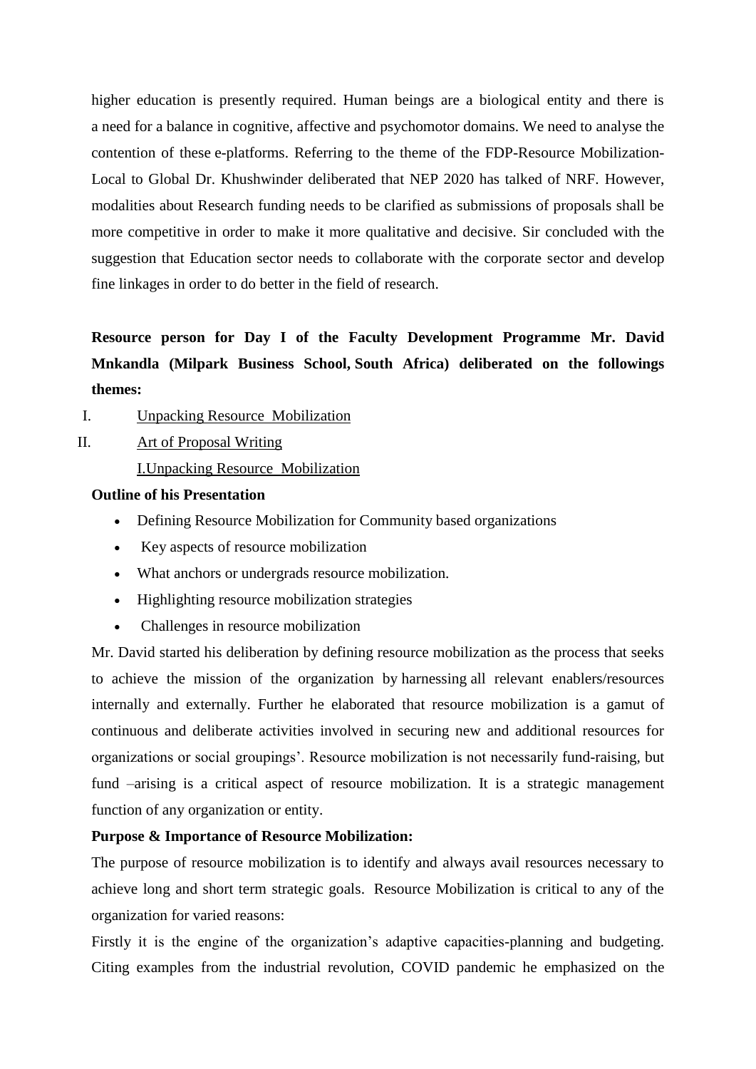higher education is presently required. Human beings are a biological entity and there is a need for a balance in cognitive, affective and psychomotor domains. We need to analyse the contention of these e-platforms. Referring to the theme of the FDP-Resource Mobilization-Local to Global Dr. Khushwinder deliberated that NEP 2020 has talked of NRF. However, modalities about Research funding needs to be clarified as submissions of proposals shall be more competitive in order to make it more qualitative and decisive. Sir concluded with the suggestion that Education sector needs to collaborate with the corporate sector and develop fine linkages in order to do better in the field of research.

**Resource person for Day I of the Faculty Development Programme Mr. David Mnkandla (Milpark Business School, South Africa) deliberated on the followings themes:**

I. Unpacking Resource Mobilization

II. Art of Proposal Writing

I.Unpacking Resource Mobilization

**Outline of his Presentation**

- Defining Resource Mobilization for Community based organizations
- Key aspects of resource mobilization
- What anchors or undergrads resource mobilization.
- Highlighting resource mobilization strategies
- Challenges in resource mobilization

Mr. David started his deliberation by defining resource mobilization as the process that seeks to achieve the mission of the organization by harnessing all relevant enablers/resources internally and externally. Further he elaborated that resource mobilization is a gamut of continuous and deliberate activities involved in securing new and additional resources for organizations or social groupings'. Resource mobilization is not necessarily fund-raising, but fund –arising is a critical aspect of resource mobilization. It is a strategic management function of any organization or entity.

**Purpose & Importance of Resource Mobilization:**

The purpose of resource mobilization is to identify and always avail resources necessary to achieve long and short term strategic goals. Resource Mobilization is critical to any of the organization for varied reasons:

Firstly it is the engine of the organization's adaptive capacities-planning and budgeting. Citing examples from the industrial revolution, COVID pandemic he emphasized on the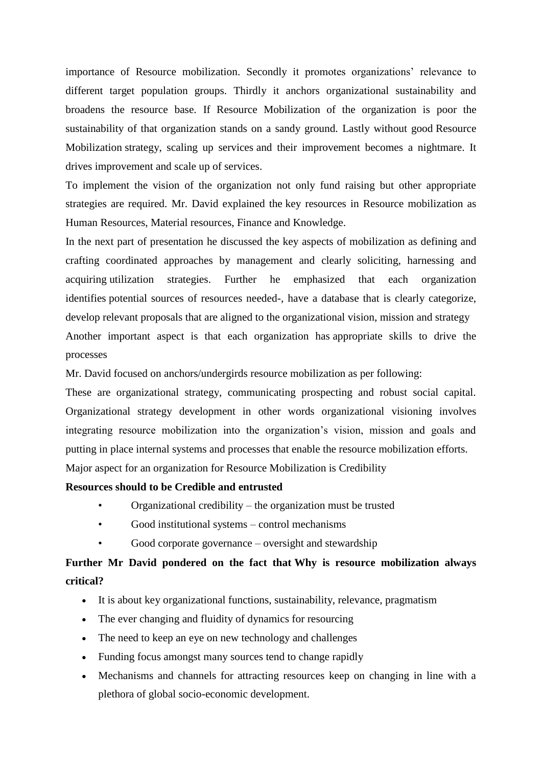importance of Resource mobilization. Secondly it promotes organizations' relevance to different target population groups. Thirdly it anchors organizational sustainability and broadens the resource base. If Resource Mobilization of the organization is poor the sustainability of that organization stands on a sandy ground. Lastly without good Resource Mobilization strategy, scaling up services and their improvement becomes a nightmare. It drives improvement and scale up of services.

To implement the vision of the organization not only fund raising but other appropriate strategies are required. Mr. David explained the key resources in Resource mobilization as Human Resources, Material resources, Finance and Knowledge.

In the next part of presentation he discussed the key aspects of mobilization as defining and crafting coordinated approaches by management and clearly soliciting, harnessing and acquiring utilization strategies. Further he emphasized that each organization identifies potential sources of resources needed-, have a database that is clearly categorize, develop relevant proposals that are aligned to the organizational vision, mission and strategy

Another important aspect is that each organization has appropriate skills to drive the processes

Mr. David focused on anchors/undergirds resource mobilization as per following:

These are organizational strategy, communicating prospecting and robust social capital. Organizational strategy development in other words organizational visioning involves integrating resource mobilization into the organization's vision, mission and goals and putting in place internal systems and processes that enable the resource mobilization efforts.

Major aspect for an organization for Resource Mobilization is Credibility

**Resources should to be Credible and entrusted**

- Organizational credibility – the organization must be trusted
- Good institutional systems – control mechanisms
- Good corporate governance – oversight and stewardship

**Further Mr David pondered on the fact that Why is resource mobilization always critical?**

- It is about key organizational functions, sustainability, relevance, pragmatism
- The ever changing and fluidity of dynamics for resourcing
- The need to keep an eye on new technology and challenges
- Funding focus amongst many sources tend to change rapidly
- Mechanisms and channels for attracting resources keep on changing in line with a plethora of global socio-economic development.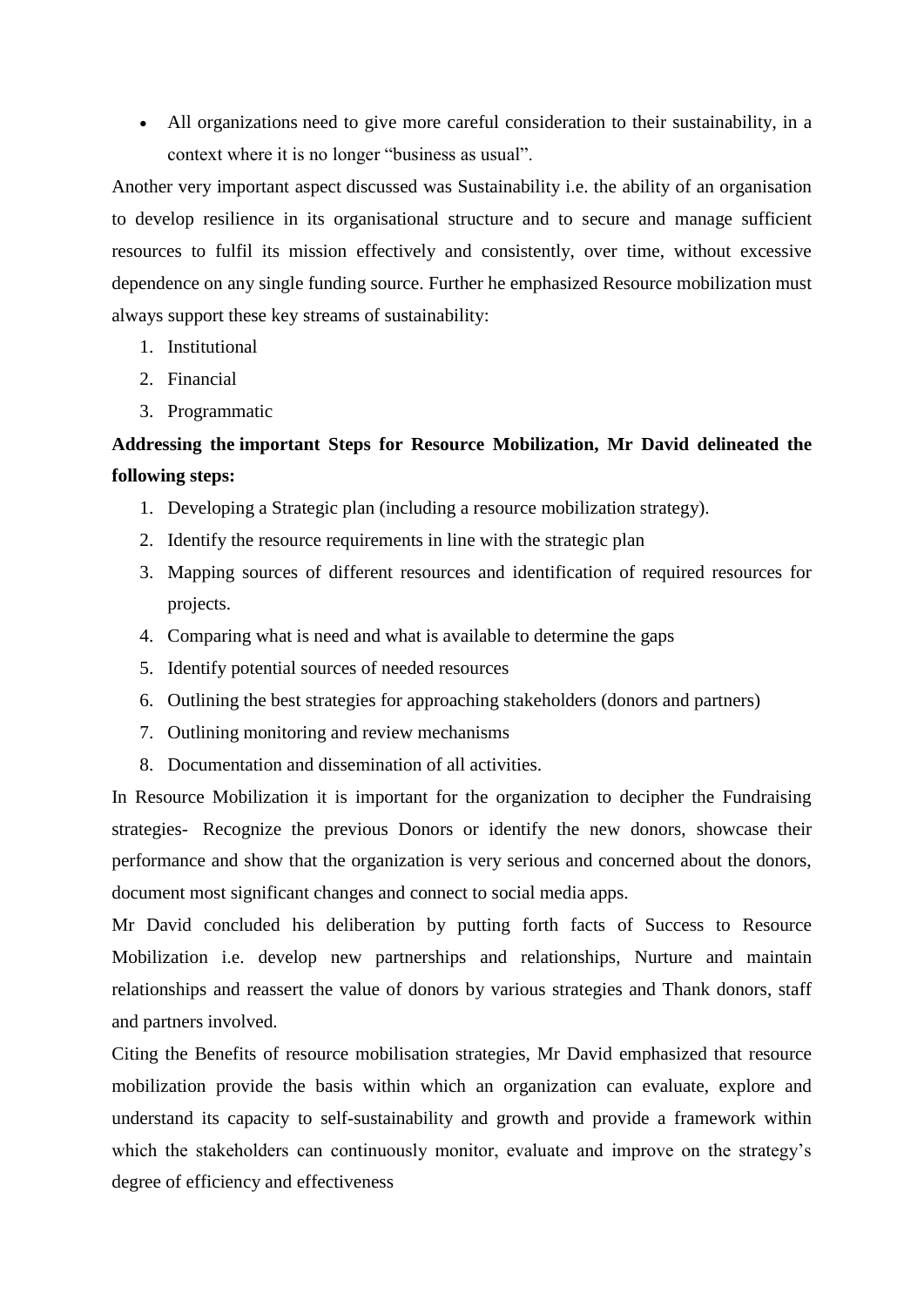- All organizations need to give more careful consideration to their sustainability, in a context where it is no longer "business as usual".

Another very important aspect discussed was Sustainability i.e. the ability of an organisation to develop resilience in its organisational structure and to secure and manage sufficient resources to fulfil its mission effectively and consistently, over time, without excessive dependence on any single funding source. Further he emphasized Resource mobilization must always support these key streams of sustainability:

1. Institutional
2. Financial
3. Programmatic

**Addressing the important Steps for Resource Mobilization, Mr David delineated the following steps:**

1. Developing a Strategic plan (including a resource mobilization strategy).
2. Identify the resource requirements in line with the strategic plan
3. Mapping sources of different resources and identification of required resources for projects.
4. Comparing what is need and what is available to determine the gaps
5. Identify potential sources of needed resources
6. Outlining the best strategies for approaching stakeholders (donors and partners)
7. Outlining monitoring and review mechanisms
8. Documentation and dissemination of all activities.

In Resource Mobilization it is important for the organization to decipher the Fundraising strategies- Recognize the previous Donors or identify the new donors, showcase their performance and show that the organization is very serious and concerned about the donors, document most significant changes and connect to social media apps.

Mr David concluded his deliberation by putting forth facts of Success to Resource Mobilization i.e. develop new partnerships and relationships, Nurture and maintain relationships and reassert the value of donors by various strategies and Thank donors, staff and partners involved.

Citing the Benefits of resource mobilisation strategies, Mr David emphasized that resource mobilization provide the basis within which an organization can evaluate, explore and understand its capacity to self-sustainability and growth and provide a framework within which the stakeholders can continuously monitor, evaluate and improve on the strategy's degree of efficiency and effectiveness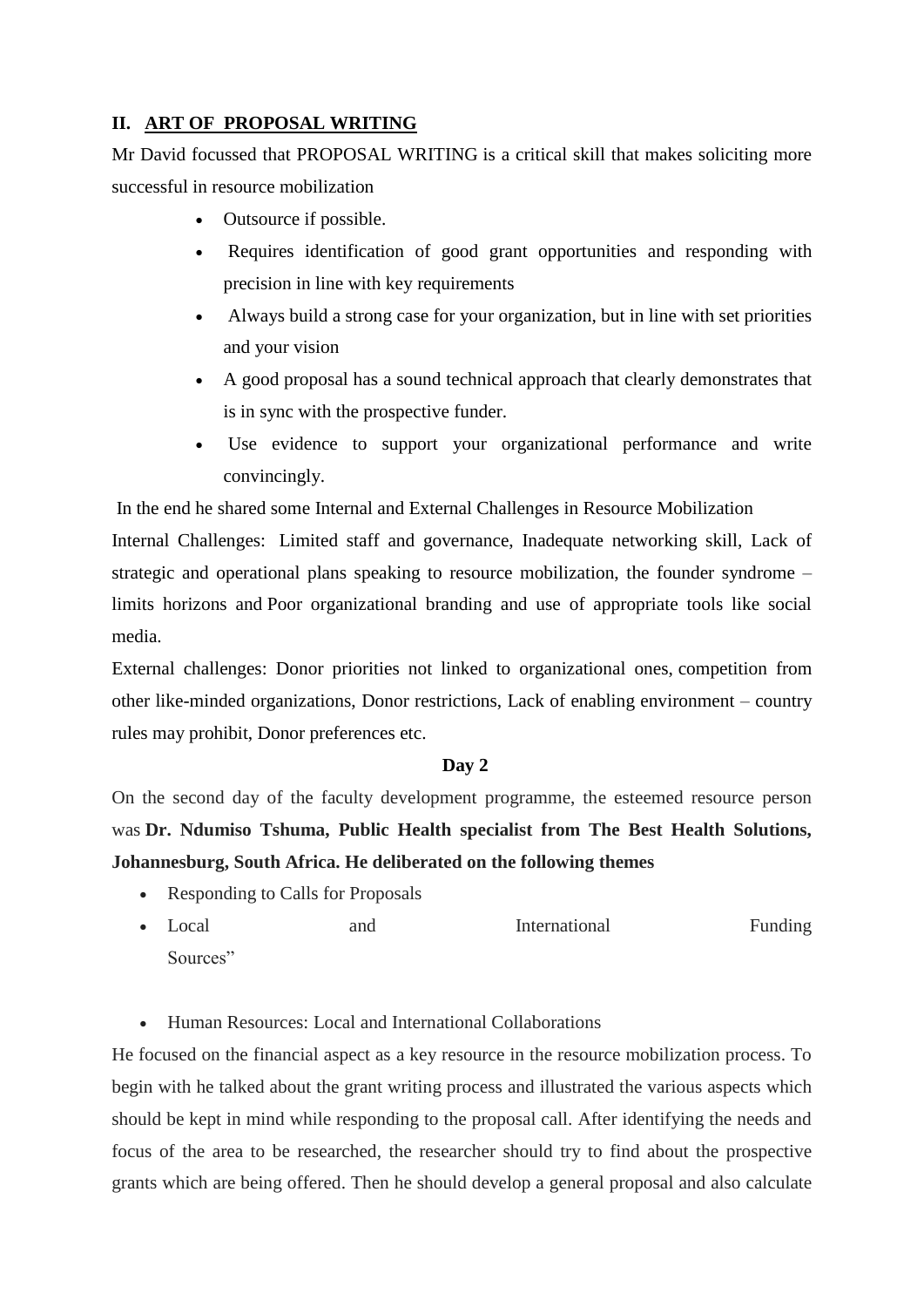## II. ART OF PROPOSAL WRITING

Mr David focussed that PROPOSAL WRITING is a critical skill that makes soliciting more successful in resource mobilization

- Outsource if possible.
- Requires identification of good grant opportunities and responding with precision in line with key requirements
- Always build a strong case for your organization, but in line with set priorities and your vision
- A good proposal has a sound technical approach that clearly demonstrates that is in sync with the prospective funder.
- Use evidence to support your organizational performance and write convincingly.

In the end he shared some Internal and External Challenges in Resource Mobilization

Internal Challenges: Limited staff and governance, Inadequate networking skill, Lack of strategic and operational plans speaking to resource mobilization, the founder syndrome – limits horizons and Poor organizational branding and use of appropriate tools like social media.

External challenges: Donor priorities not linked to organizational ones, competition from other like-minded organizations, Donor restrictions, Lack of enabling environment – country rules may prohibit, Donor preferences etc.

**Day 2**

On the second day of the faculty development programme, the esteemed resource person was **Dr. Ndumiso Tshuma, Public Health specialist from The Best Health Solutions, Johannesburg, South Africa. He deliberated on the following themes**

- Responding to Calls for Proposals
- Local and International Funding Sources"
- Human Resources: Local and International Collaborations

He focused on the financial aspect as a key resource in the resource mobilization process. To begin with he talked about the grant writing process and illustrated the various aspects which should be kept in mind while responding to the proposal call. After identifying the needs and focus of the area to be researched, the researcher should try to find about the prospective grants which are being offered. Then he should develop a general proposal and also calculate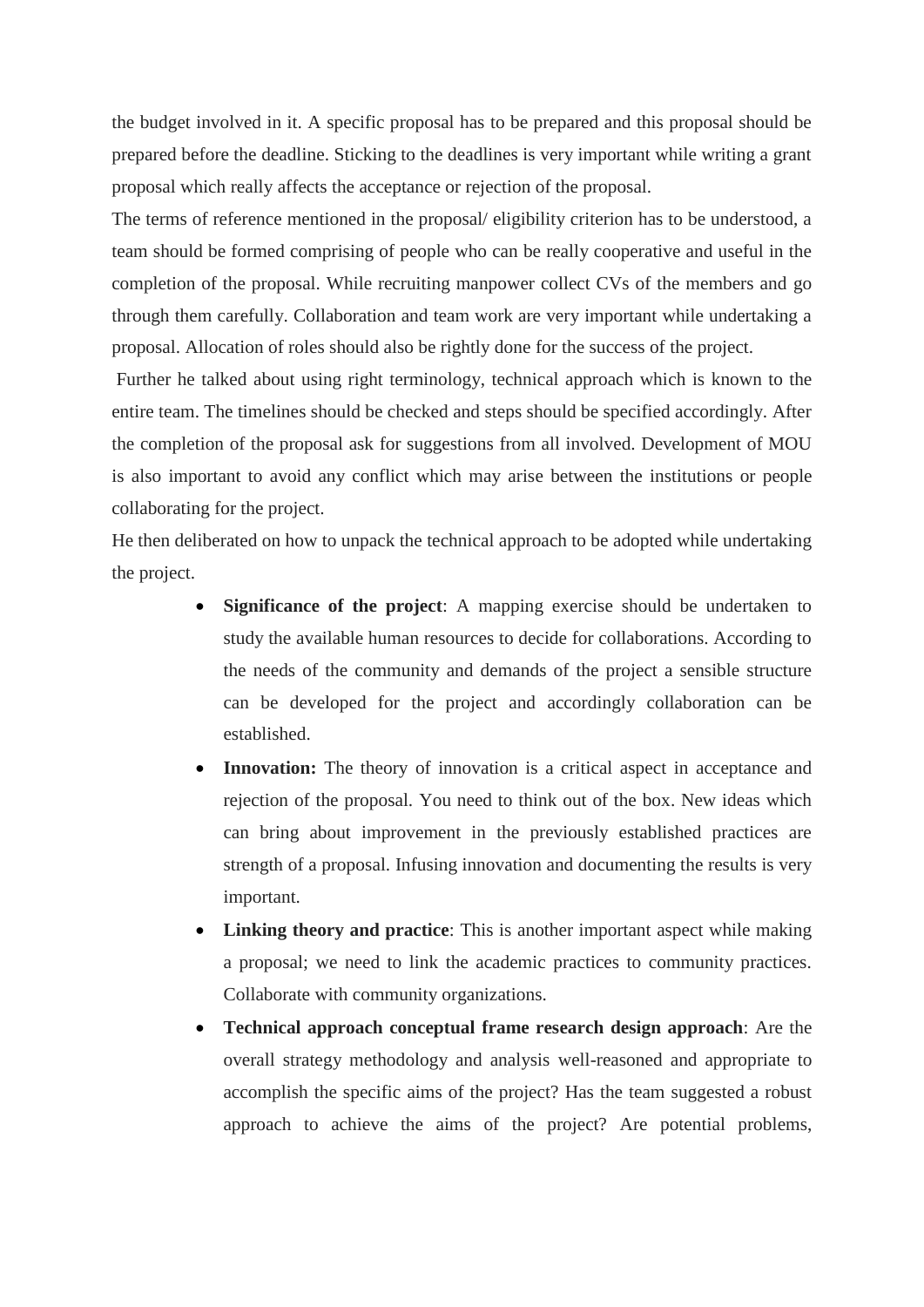the budget involved in it. A specific proposal has to be prepared and this proposal should be prepared before the deadline. Sticking to the deadlines is very important while writing a grant proposal which really affects the acceptance or rejection of the proposal.

The terms of reference mentioned in the proposal/ eligibility criterion has to be understood, a team should be formed comprising of people who can be really cooperative and useful in the completion of the proposal. While recruiting manpower collect CVs of the members and go through them carefully. Collaboration and team work are very important while undertaking a proposal. Allocation of roles should also be rightly done for the success of the project.

Further he talked about using right terminology, technical approach which is known to the entire team. The timelines should be checked and steps should be specified accordingly. After the completion of the proposal ask for suggestions from all involved. Development of MOU is also important to avoid any conflict which may arise between the institutions or people collaborating for the project.

He then deliberated on how to unpack the technical approach to be adopted while undertaking the project.

- **Significance of the project**: A mapping exercise should be undertaken to study the available human resources to decide for collaborations. According to the needs of the community and demands of the project a sensible structure can be developed for the project and accordingly collaboration can be established.
- **Innovation:** The theory of innovation is a critical aspect in acceptance and rejection of the proposal. You need to think out of the box. New ideas which can bring about improvement in the previously established practices are strength of a proposal. Infusing innovation and documenting the results is very important.
- **Linking theory and practice**: This is another important aspect while making a proposal; we need to link the academic practices to community practices. Collaborate with community organizations.
- **Technical approach conceptual frame research design approach**: Are the overall strategy methodology and analysis well-reasoned and appropriate to accomplish the specific aims of the project? Has the team suggested a robust approach to achieve the aims of the project? Are potential problems,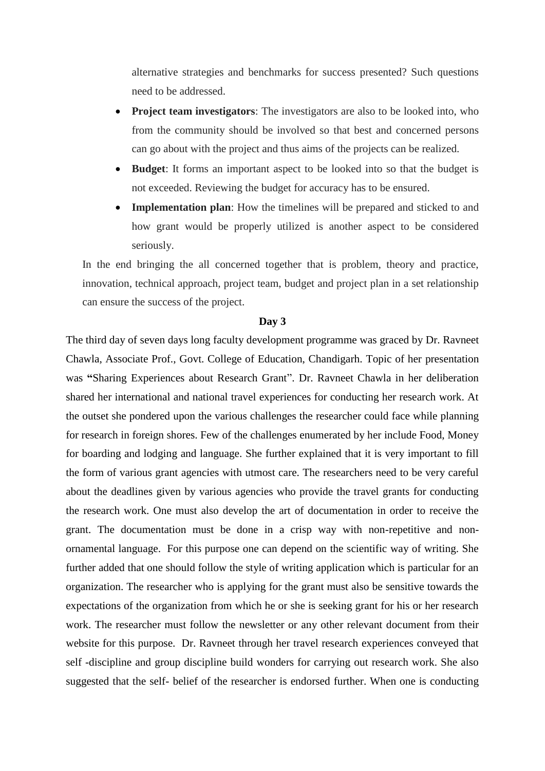alternative strategies and benchmarks for success presented? Such questions need to be addressed.

- **Project team investigators**: The investigators are also to be looked into, who from the community should be involved so that best and concerned persons can go about with the project and thus aims of the projects can be realized.
- **Budget**: It forms an important aspect to be looked into so that the budget is not exceeded. Reviewing the budget for accuracy has to be ensured.
- **Implementation plan**: How the timelines will be prepared and sticked to and how grant would be properly utilized is another aspect to be considered seriously.

In the end bringing the all concerned together that is problem, theory and practice, innovation, technical approach, project team, budget and project plan in a set relationship can ensure the success of the project.

**Day 3**

The third day of seven days long faculty development programme was graced by Dr. Ravneet Chawla, Associate Prof., Govt. College of Education, Chandigarh. Topic of her presentation was **"**Sharing Experiences about Research Grant". Dr. Ravneet Chawla in her deliberation shared her international and national travel experiences for conducting her research work. At the outset she pondered upon the various challenges the researcher could face while planning for research in foreign shores. Few of the challenges enumerated by her include Food, Money for boarding and lodging and language. She further explained that it is very important to fill the form of various grant agencies with utmost care. The researchers need to be very careful about the deadlines given by various agencies who provide the travel grants for conducting the research work. One must also develop the art of documentation in order to receive the grant. The documentation must be done in a crisp way with non-repetitive and non-ornamental language. For this purpose one can depend on the scientific way of writing. She further added that one should follow the style of writing application which is particular for an organization. The researcher who is applying for the grant must also be sensitive towards the expectations of the organization from which he or she is seeking grant for his or her research work. The researcher must follow the newsletter or any other relevant document from their website for this purpose. Dr. Ravneet through her travel research experiences conveyed that self -discipline and group discipline build wonders for carrying out research work. She also suggested that the self- belief of the researcher is endorsed further. When one is conducting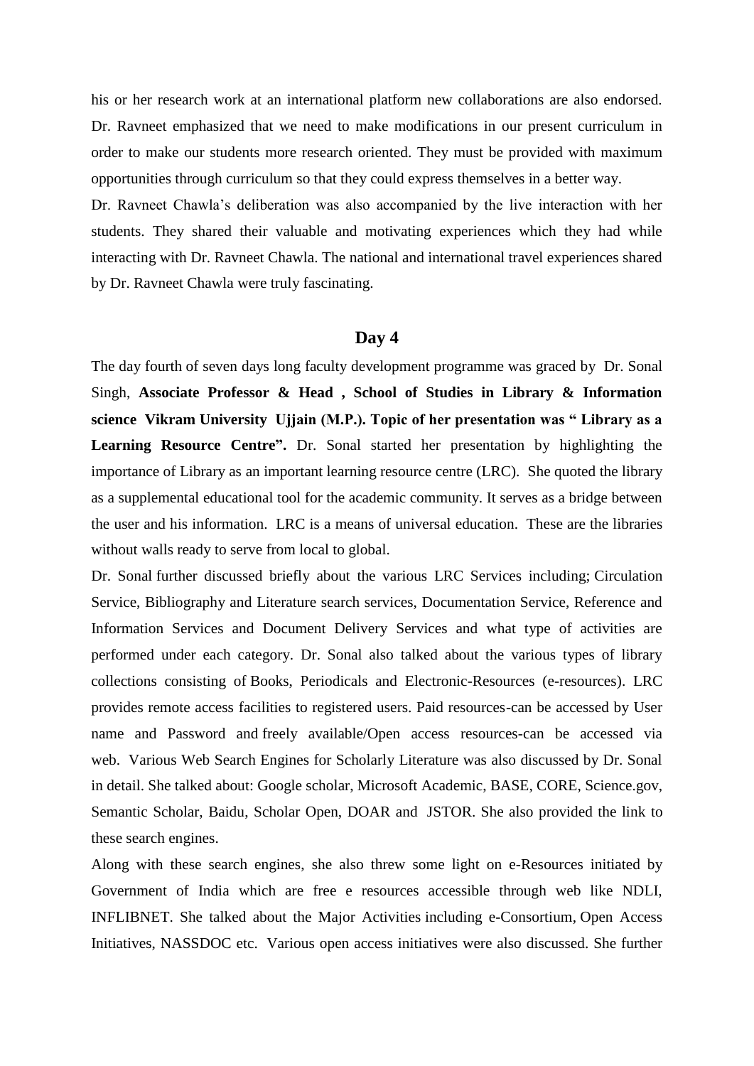his or her research work at an international platform new collaborations are also endorsed. Dr. Ravneet emphasized that we need to make modifications in our present curriculum in order to make our students more research oriented. They must be provided with maximum opportunities through curriculum so that they could express themselves in a better way.

Dr. Ravneet Chawla's deliberation was also accompanied by the live interaction with her students. They shared their valuable and motivating experiences which they had while interacting with Dr. Ravneet Chawla. The national and international travel experiences shared by Dr. Ravneet Chawla were truly fascinating.

## Day 4

The day fourth of seven days long faculty development programme was graced by Dr. Sonal Singh, **Associate Professor & Head , School of Studies in Library & Information science Vikram University Ujjain (M.P.). Topic of her presentation was " Library as a Learning Resource Centre".** Dr. Sonal started her presentation by highlighting the importance of Library as an important learning resource centre (LRC). She quoted the library as a supplemental educational tool for the academic community. It serves as a bridge between the user and his information. LRC is a means of universal education. These are the libraries without walls ready to serve from local to global.

Dr. Sonal further discussed briefly about the various LRC Services including; Circulation Service, Bibliography and Literature search services, Documentation Service, Reference and Information Services and Document Delivery Services and what type of activities are performed under each category. Dr. Sonal also talked about the various types of library collections consisting of Books, Periodicals and Electronic-Resources (e-resources). LRC provides remote access facilities to registered users. Paid resources-can be accessed by User name and Password and freely available/Open access resources-can be accessed via web. Various Web Search Engines for Scholarly Literature was also discussed by Dr. Sonal in detail. She talked about: Google scholar, Microsoft Academic, BASE, CORE, Science.gov, Semantic Scholar, Baidu, Scholar Open, DOAR and JSTOR. She also provided the link to these search engines.

Along with these search engines, she also threw some light on e-Resources initiated by Government of India which are free e resources accessible through web like NDLI, INFLIBNET. She talked about the Major Activities including e-Consortium, Open Access Initiatives, NASSDOC etc. Various open access initiatives were also discussed. She further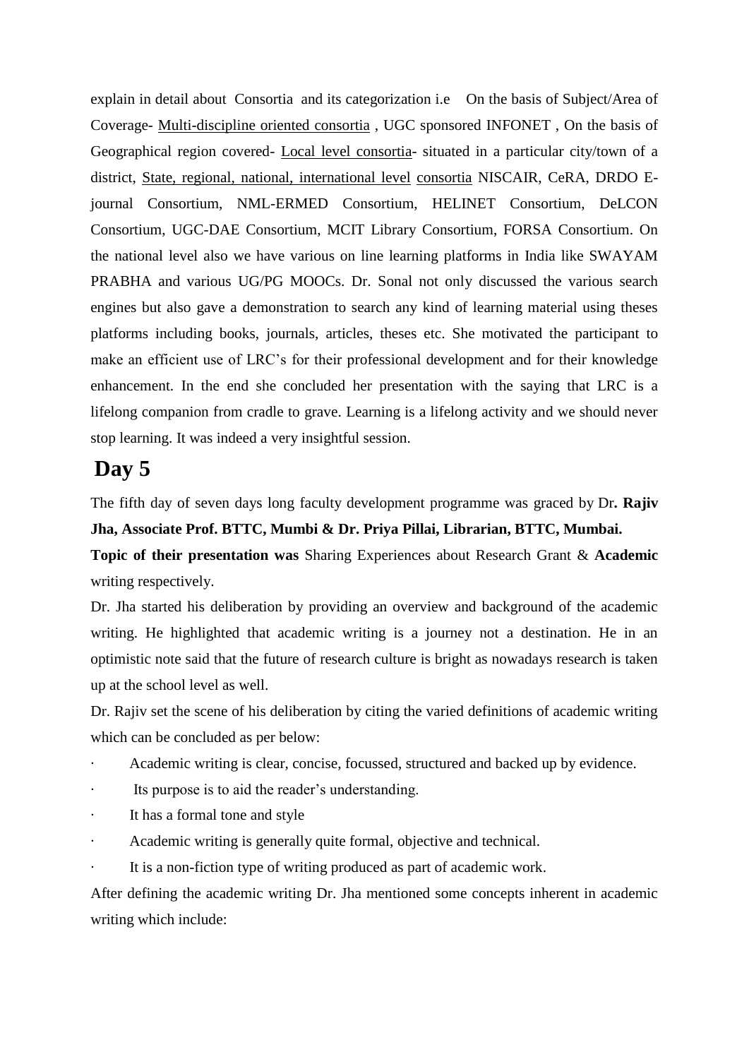explain in detail about Consortia and its categorization i.e On the basis of Subject/Area of Coverage- Multi-discipline oriented consortia , UGC sponsored INFONET , On the basis of Geographical region covered- Local level consortia- situated in a particular city/town of a district, State, regional, national, international level consortia NISCAIR, CeRA, DRDO E-journal Consortium, NML-ERMED Consortium, HELINET Consortium, DeLCON Consortium, UGC-DAE Consortium, MCIT Library Consortium, FORSA Consortium. On the national level also we have various on line learning platforms in India like SWAYAM PRABHA and various UG/PG MOOCs. Dr. Sonal not only discussed the various search engines but also gave a demonstration to search any kind of learning material using theses platforms including books, journals, articles, theses etc. She motivated the participant to make an efficient use of LRC's for their professional development and for their knowledge enhancement. In the end she concluded her presentation with the saying that LRC is a lifelong companion from cradle to grave. Learning is a lifelong activity and we should never stop learning. It was indeed a very insightful session.

## Day 5

The fifth day of seven days long faculty development programme was graced by Dr**. Rajiv Jha, Associate Prof. BTTC, Mumbi & Dr. Priya Pillai, Librarian, BTTC, Mumbai.**

**Topic of their presentation was** Sharing Experiences about Research Grant & **Academic** writing respectively.

Dr. Jha started his deliberation by providing an overview and background of the academic writing. He highlighted that academic writing is a journey not a destination. He in an optimistic note said that the future of research culture is bright as nowadays research is taken up at the school level as well.

Dr. Rajiv set the scene of his deliberation by citing the varied definitions of academic writing which can be concluded as per below:

- Academic writing is clear, concise, focussed, structured and backed up by evidence.
- Its purpose is to aid the reader's understanding.
- It has a formal tone and style
- Academic writing is generally quite formal, objective and technical.
- It is a non-fiction type of writing produced as part of academic work.

After defining the academic writing Dr. Jha mentioned some concepts inherent in academic writing which include: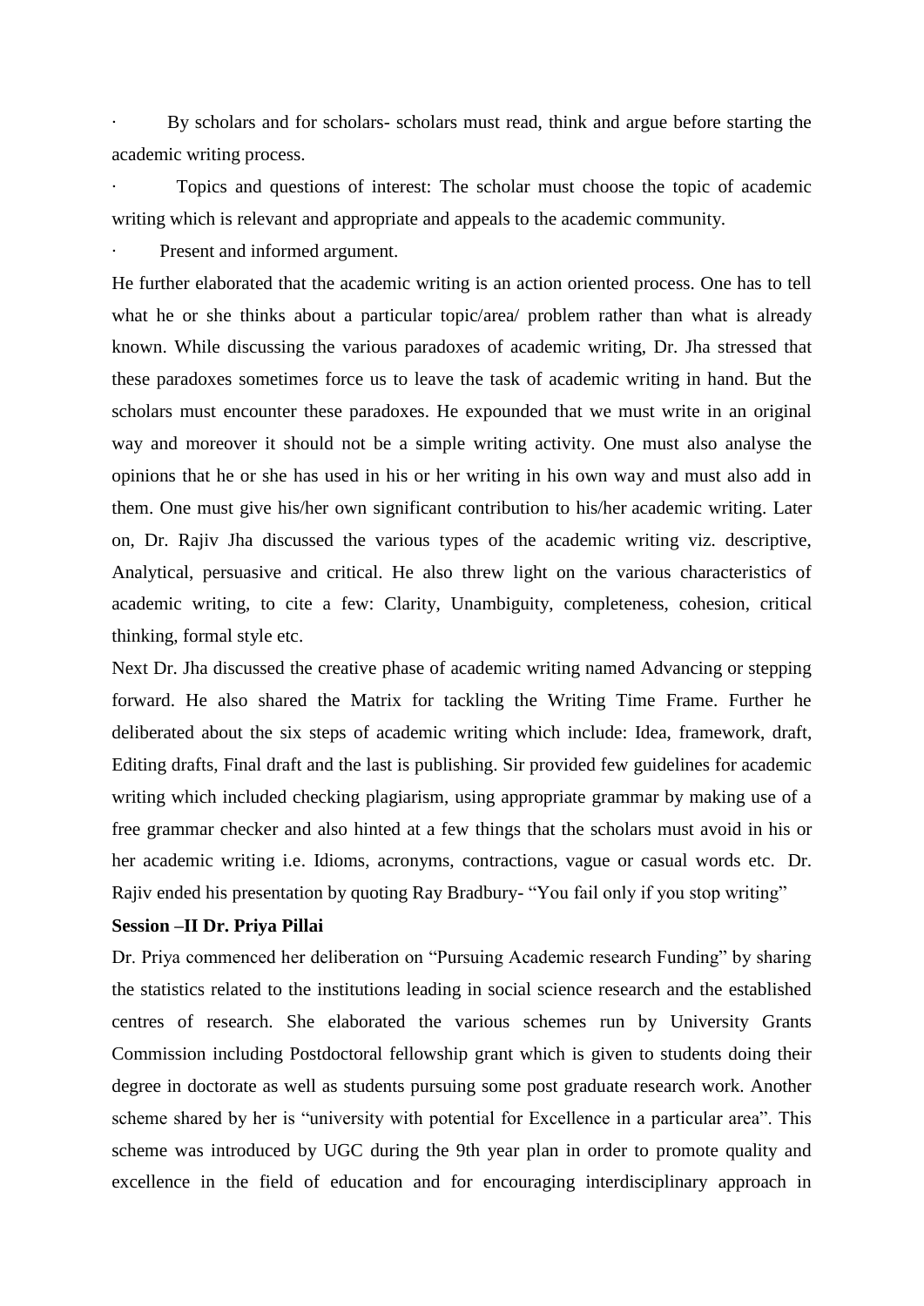- By scholars and for scholars- scholars must read, think and argue before starting the academic writing process.
- Topics and questions of interest: The scholar must choose the topic of academic writing which is relevant and appropriate and appeals to the academic community.
- Present and informed argument.

He further elaborated that the academic writing is an action oriented process. One has to tell what he or she thinks about a particular topic/area/ problem rather than what is already known. While discussing the various paradoxes of academic writing, Dr. Jha stressed that these paradoxes sometimes force us to leave the task of academic writing in hand. But the scholars must encounter these paradoxes. He expounded that we must write in an original way and moreover it should not be a simple writing activity. One must also analyse the opinions that he or she has used in his or her writing in his own way and must also add in them. One must give his/her own significant contribution to his/her academic writing. Later on, Dr. Rajiv Jha discussed the various types of the academic writing viz. descriptive, Analytical, persuasive and critical. He also threw light on the various characteristics of academic writing, to cite a few: Clarity, Unambiguity, completeness, cohesion, critical thinking, formal style etc.

Next Dr. Jha discussed the creative phase of academic writing named Advancing or stepping forward. He also shared the Matrix for tackling the Writing Time Frame. Further he deliberated about the six steps of academic writing which include: Idea, framework, draft, Editing drafts, Final draft and the last is publishing. Sir provided few guidelines for academic writing which included checking plagiarism, using appropriate grammar by making use of a free grammar checker and also hinted at a few things that the scholars must avoid in his or her academic writing i.e. Idioms, acronyms, contractions, vague or casual words etc. Dr. Rajiv ended his presentation by quoting Ray Bradbury- “You fail only if you stop writing”

**Session –II Dr. Priya Pillai**

Dr. Priya commenced her deliberation on “Pursuing Academic research Funding” by sharing the statistics related to the institutions leading in social science research and the established centres of research. She elaborated the various schemes run by University Grants Commission including Postdoctoral fellowship grant which is given to students doing their degree in doctorate as well as students pursuing some post graduate research work. Another scheme shared by her is “university with potential for Excellence in a particular area”. This scheme was introduced by UGC during the 9th year plan in order to promote quality and excellence in the field of education and for encouraging interdisciplinary approach in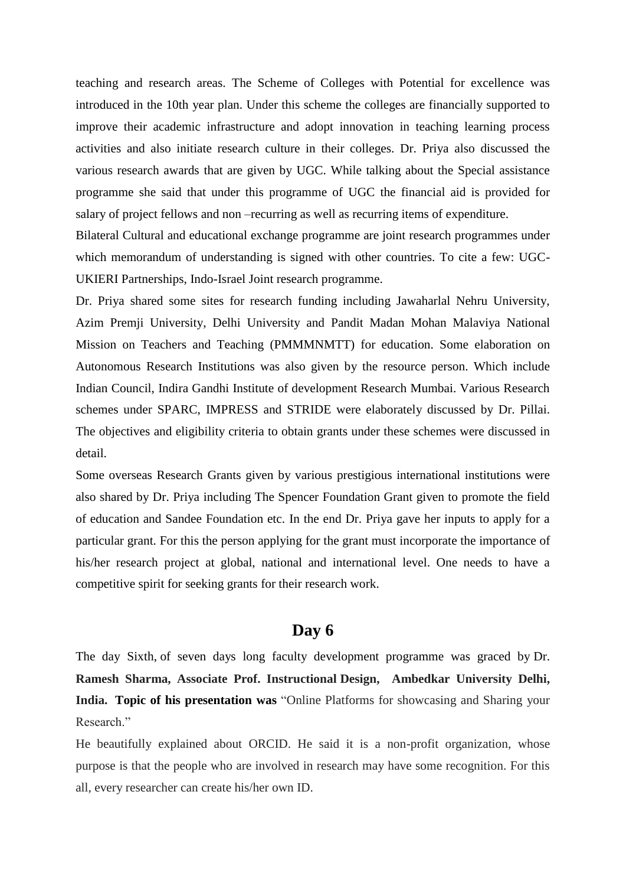teaching and research areas. The Scheme of Colleges with Potential for excellence was introduced in the 10th year plan. Under this scheme the colleges are financially supported to improve their academic infrastructure and adopt innovation in teaching learning process activities and also initiate research culture in their colleges. Dr. Priya also discussed the various research awards that are given by UGC. While talking about the Special assistance programme she said that under this programme of UGC the financial aid is provided for salary of project fellows and non –recurring as well as recurring items of expenditure.

Bilateral Cultural and educational exchange programme are joint research programmes under which memorandum of understanding is signed with other countries. To cite a few: UGC-UKIERI Partnerships, Indo-Israel Joint research programme.

Dr. Priya shared some sites for research funding including Jawaharlal Nehru University, Azim Premji University, Delhi University and Pandit Madan Mohan Malaviya National Mission on Teachers and Teaching (PMMMNMTT) for education. Some elaboration on Autonomous Research Institutions was also given by the resource person. Which include Indian Council, Indira Gandhi Institute of development Research Mumbai. Various Research schemes under SPARC, IMPRESS and STRIDE were elaborately discussed by Dr. Pillai. The objectives and eligibility criteria to obtain grants under these schemes were discussed in detail.

Some overseas Research Grants given by various prestigious international institutions were also shared by Dr. Priya including The Spencer Foundation Grant given to promote the field of education and Sandee Foundation etc. In the end Dr. Priya gave her inputs to apply for a particular grant. For this the person applying for the grant must incorporate the importance of his/her research project at global, national and international level. One needs to have a competitive spirit for seeking grants for their research work.

## Day 6

The day Sixth, of seven days long faculty development programme was graced by Dr. **Ramesh Sharma, Associate Prof. Instructional Design, Ambedkar University Delhi, India. Topic of his presentation was** "Online Platforms for showcasing and Sharing your Research."

He beautifully explained about ORCID. He said it is a non-profit organization, whose purpose is that the people who are involved in research may have some recognition. For this all, every researcher can create his/her own ID.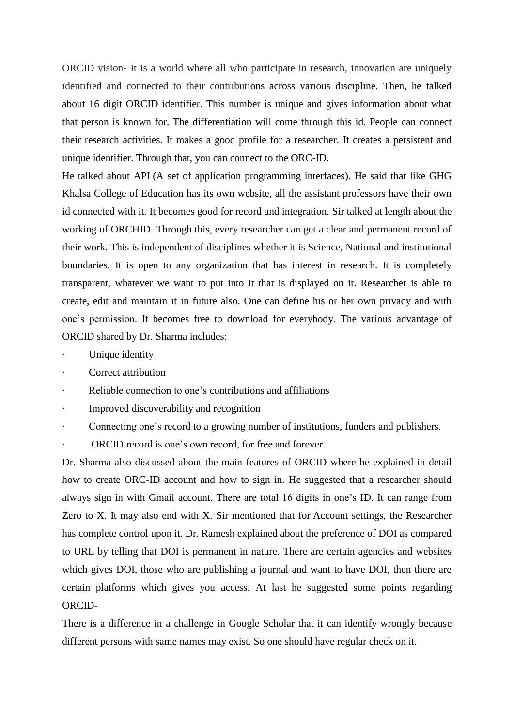ORCID vision- It is a world where all who participate in research, innovation are uniquely identified and connected to their contributions across various discipline. Then, he talked about 16 digit ORCID identifier. This number is unique and gives information about what that person is known for. The differentiation will come through this id. People can connect their research activities. It makes a good profile for a researcher. It creates a persistent and unique identifier. Through that, you can connect to the ORC-ID.

He talked about API (A set of application programming interfaces). He said that like GHG Khalsa College of Education has its own website, all the assistant professors have their own id connected with it. It becomes good for record and integration. Sir talked at length about the working of ORCHID. Through this, every researcher can get a clear and permanent record of their work. This is independent of disciplines whether it is Science, National and institutional boundaries. It is open to any organization that has interest in research. It is completely transparent, whatever we want to put into it that is displayed on it. Researcher is able to create, edit and maintain it in future also. One can define his or her own privacy and with one's permission. It becomes free to download for everybody. The various advantage of ORCID shared by Dr. Sharma includes:

- Unique identity
- Correct attribution
- Reliable connection to one's contributions and affiliations
- Improved discoverability and recognition
- Connecting one's record to a growing number of institutions, funders and publishers.
- ORCID record is one's own record, for free and forever.

Dr. Sharma also discussed about the main features of ORCID where he explained in detail how to create ORC-ID account and how to sign in. He suggested that a researcher should always sign in with Gmail account. There are total 16 digits in one's ID. It can range from Zero to X. It may also end with X. Sir mentioned that for Account settings, the Researcher has complete control upon it. Dr. Ramesh explained about the preference of DOI as compared to URL by telling that DOI is permanent in nature. There are certain agencies and websites which gives DOI, those who are publishing a journal and want to have DOI, then there are certain platforms which gives you access. At last he suggested some points regarding ORCID-

There is a difference in a challenge in Google Scholar that it can identify wrongly because different persons with same names may exist. So one should have regular check on it.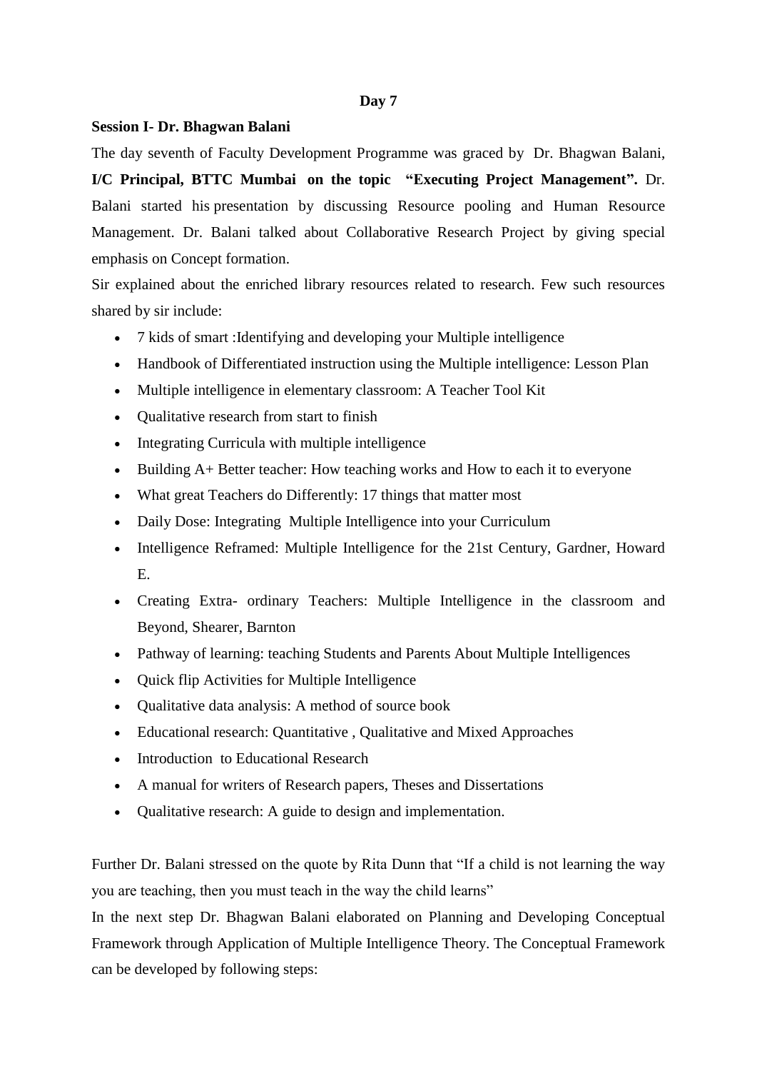**Day 7**

**Session I- Dr. Bhagwan Balani**

The day seventh of Faculty Development Programme was graced by Dr. Bhagwan Balani, **I/C Principal, BTTC Mumbai on the topic "Executing Project Management".** Dr. Balani started his presentation by discussing Resource pooling and Human Resource Management. Dr. Balani talked about Collaborative Research Project by giving special emphasis on Concept formation.

Sir explained about the enriched library resources related to research. Few such resources shared by sir include:

- 7 kids of smart :Identifying and developing your Multiple intelligence
- Handbook of Differentiated instruction using the Multiple intelligence: Lesson Plan
- Multiple intelligence in elementary classroom: A Teacher Tool Kit
- Qualitative research from start to finish
- Integrating Curricula with multiple intelligence
- Building A+ Better teacher: How teaching works and How to each it to everyone
- What great Teachers do Differently: 17 things that matter most
- Daily Dose: Integrating Multiple Intelligence into your Curriculum
- Intelligence Reframed: Multiple Intelligence for the 21st Century, Gardner, Howard E.
- Creating Extra- ordinary Teachers: Multiple Intelligence in the classroom and Beyond, Shearer, Barnton
- Pathway of learning: teaching Students and Parents About Multiple Intelligences
- Quick flip Activities for Multiple Intelligence
- Qualitative data analysis: A method of source book
- Educational research: Quantitative , Qualitative and Mixed Approaches
- Introduction to Educational Research
- A manual for writers of Research papers, Theses and Dissertations
- Qualitative research: A guide to design and implementation.

Further Dr. Balani stressed on the quote by Rita Dunn that "If a child is not learning the way you are teaching, then you must teach in the way the child learns"

In the next step Dr. Bhagwan Balani elaborated on Planning and Developing Conceptual Framework through Application of Multiple Intelligence Theory. The Conceptual Framework can be developed by following steps: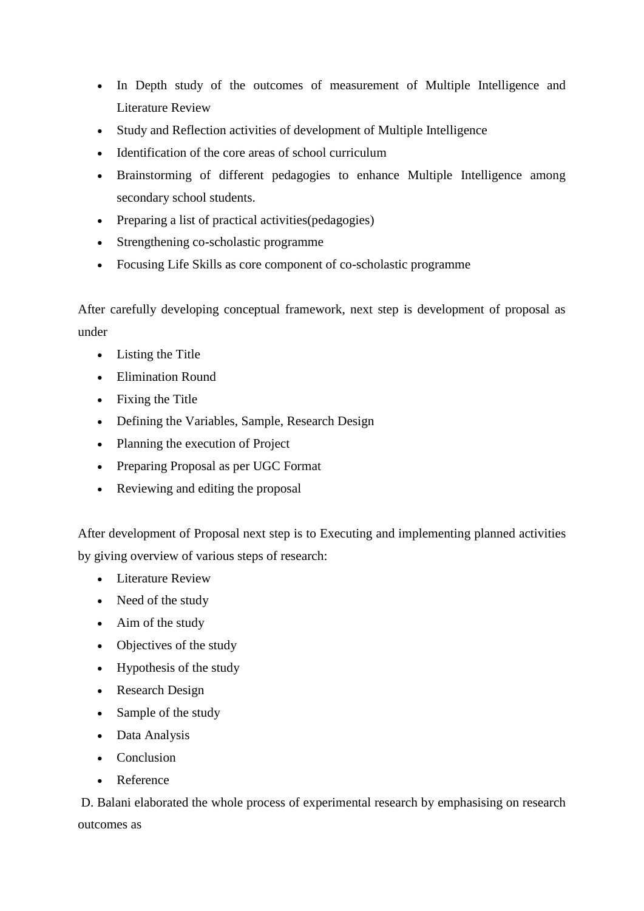- In Depth study of the outcomes of measurement of Multiple Intelligence and Literature Review
- Study and Reflection activities of development of Multiple Intelligence
- Identification of the core areas of school curriculum
- Brainstorming of different pedagogies to enhance Multiple Intelligence among secondary school students.
- Preparing a list of practical activities(pedagogies)
- Strengthening co-scholastic programme
- Focusing Life Skills as core component of co-scholastic programme

After carefully developing conceptual framework, next step is development of proposal as under

- Listing the Title
- Elimination Round
- Fixing the Title
- Defining the Variables, Sample, Research Design
- Planning the execution of Project
- Preparing Proposal as per UGC Format
- Reviewing and editing the proposal

After development of Proposal next step is to Executing and implementing planned activities by giving overview of various steps of research:

- Literature Review
- Need of the study
- Aim of the study
- Objectives of the study
- Hypothesis of the study
- Research Design
- Sample of the study
- Data Analysis
- Conclusion
- Reference

D. Balani elaborated the whole process of experimental research by emphasising on research outcomes as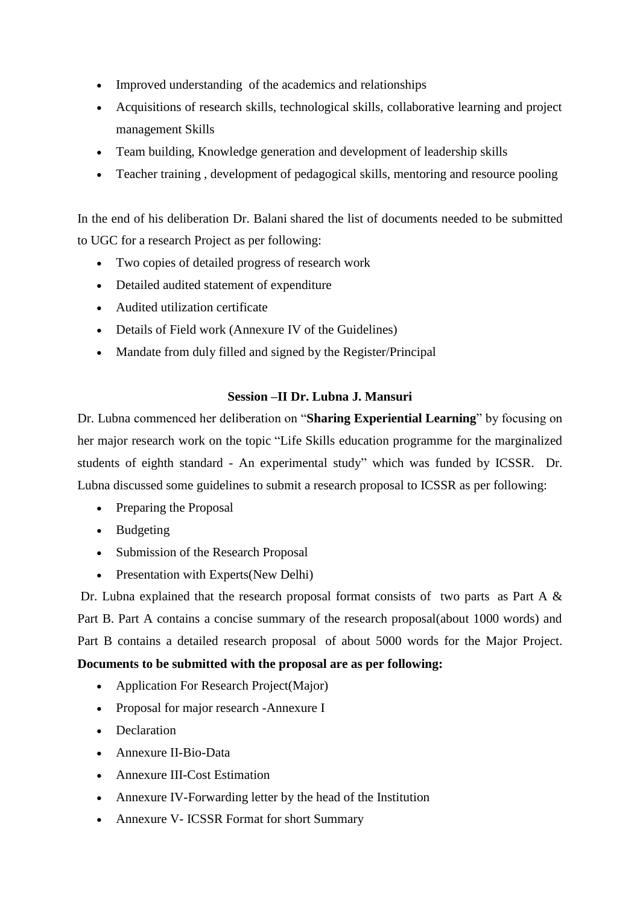- Improved understanding of the academics and relationships
- Acquisitions of research skills, technological skills, collaborative learning and project management Skills
- Team building, Knowledge generation and development of leadership skills
- Teacher training , development of pedagogical skills, mentoring and resource pooling

In the end of his deliberation Dr. Balani shared the list of documents needed to be submitted to UGC for a research Project as per following:

- Two copies of detailed progress of research work
- Detailed audited statement of expenditure
- Audited utilization certificate
- Details of Field work (Annexure IV of the Guidelines)
- Mandate from duly filled and signed by the Register/Principal

**Session –II Dr. Lubna J. Mansuri**

Dr. Lubna commenced her deliberation on "**Sharing Experiential Learning**" by focusing on her major research work on the topic "Life Skills education programme for the marginalized students of eighth standard - An experimental study" which was funded by ICSSR. Dr. Lubna discussed some guidelines to submit a research proposal to ICSSR as per following:

- Preparing the Proposal
- Budgeting
- Submission of the Research Proposal
- Presentation with Experts(New Delhi)

Dr. Lubna explained that the research proposal format consists of two parts as Part A & Part B. Part A contains a concise summary of the research proposal(about 1000 words) and Part B contains a detailed research proposal of about 5000 words for the Major Project. **Documents to be submitted with the proposal are as per following:**

- Application For Research Project(Major)
- Proposal for major research -Annexure I
- Declaration
- Annexure II-Bio-Data
- Annexure III-Cost Estimation
- Annexure IV-Forwarding letter by the head of the Institution
- Annexure V- ICSSR Format for short Summary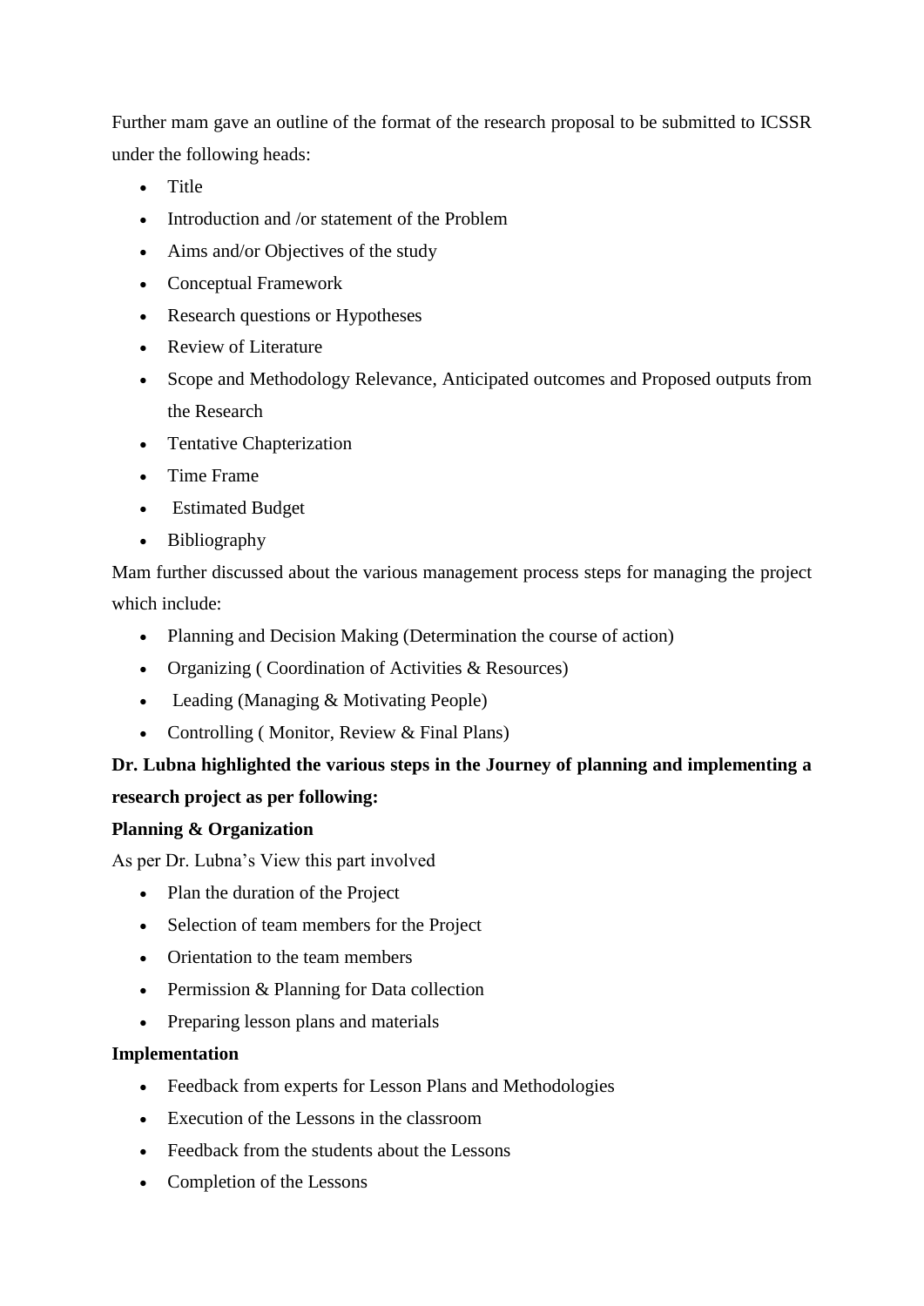Further mam gave an outline of the format of the research proposal to be submitted to ICSSR under the following heads:

- Title
- Introduction and /or statement of the Problem
- Aims and/or Objectives of the study
- Conceptual Framework
- Research questions or Hypotheses
- Review of Literature
- Scope and Methodology Relevance, Anticipated outcomes and Proposed outputs from the Research
- Tentative Chapterization
- Time Frame
- Estimated Budget
- Bibliography

Mam further discussed about the various management process steps for managing the project which include:

- Planning and Decision Making (Determination the course of action)
- Organizing ( Coordination of Activities & Resources)
- Leading (Managing & Motivating People)
- Controlling ( Monitor, Review & Final Plans)

**Dr. Lubna highlighted the various steps in the Journey of planning and implementing a research project as per following:**

**Planning & Organization**

As per Dr. Lubna's View this part involved

- Plan the duration of the Project
- Selection of team members for the Project
- Orientation to the team members
- Permission & Planning for Data collection
- Preparing lesson plans and materials

**Implementation**

- Feedback from experts for Lesson Plans and Methodologies
- Execution of the Lessons in the classroom
- Feedback from the students about the Lessons
- Completion of the Lessons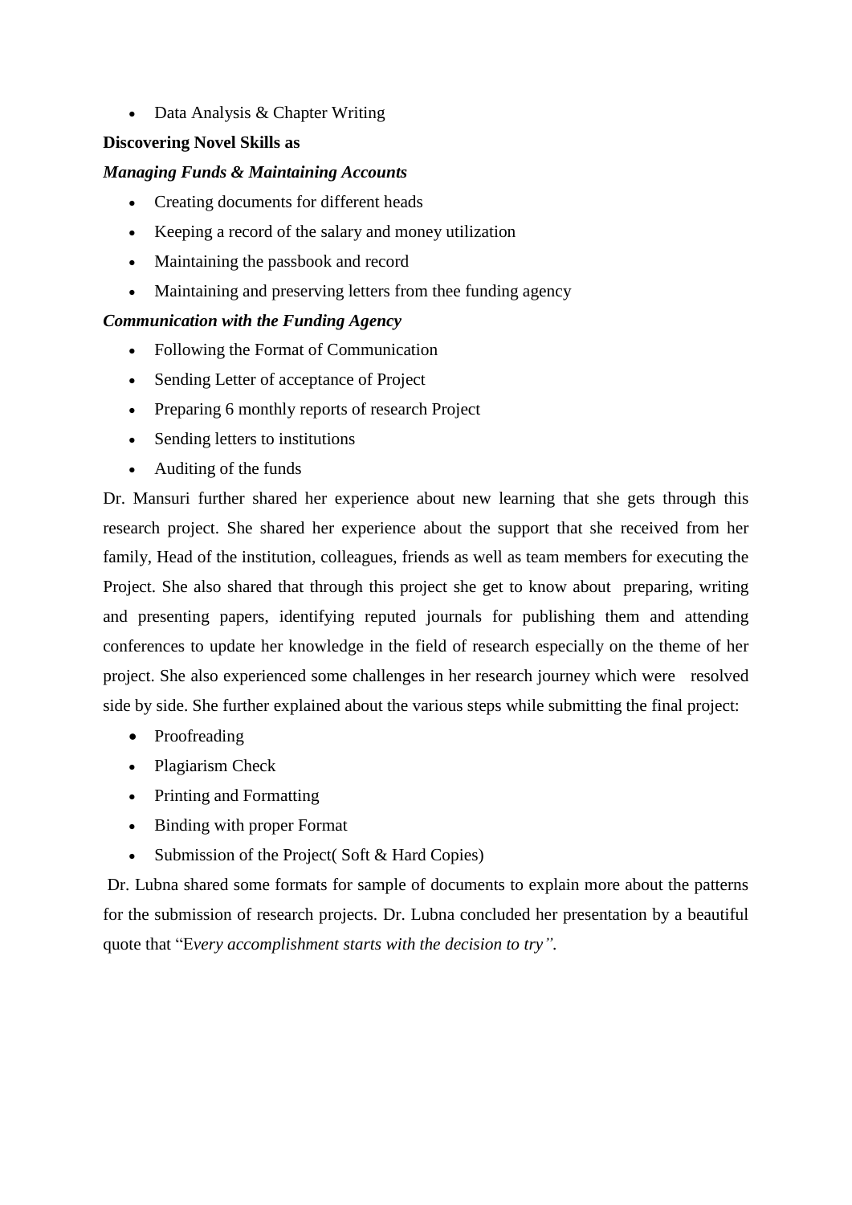- Data Analysis & Chapter Writing

**Discovering Novel Skills as**

***Managing Funds & Maintaining Accounts***

- Creating documents for different heads
- Keeping a record of the salary and money utilization
- Maintaining the passbook and record
- Maintaining and preserving letters from thee funding agency

***Communication with the Funding Agency***

- Following the Format of Communication
- Sending Letter of acceptance of Project
- Preparing 6 monthly reports of research Project
- Sending letters to institutions
- Auditing of the funds

Dr. Mansuri further shared her experience about new learning that she gets through this research project. She shared her experience about the support that she received from her family, Head of the institution, colleagues, friends as well as team members for executing the Project. She also shared that through this project she get to know about preparing, writing and presenting papers, identifying reputed journals for publishing them and attending conferences to update her knowledge in the field of research especially on the theme of her project. She also experienced some challenges in her research journey which were resolved side by side. She further explained about the various steps while submitting the final project:

- Proofreading
- Plagiarism Check
- Printing and Formatting
- Binding with proper Format
- Submission of the Project( Soft & Hard Copies)

Dr. Lubna shared some formats for sample of documents to explain more about the patterns for the submission of research projects. Dr. Lubna concluded her presentation by a beautiful quote that "E*very accomplishment starts with the decision to try".*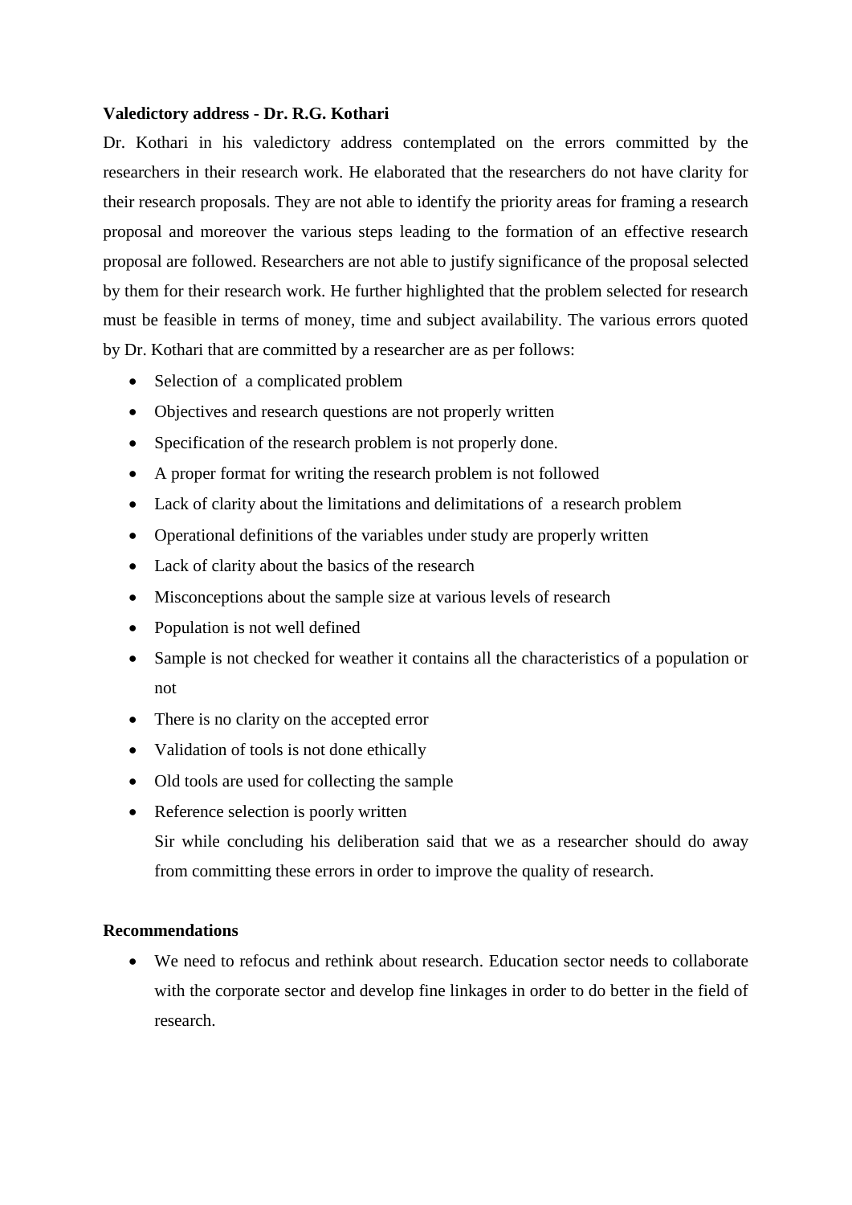**Valedictory address - Dr. R.G. Kothari**

Dr. Kothari in his valedictory address contemplated on the errors committed by the researchers in their research work. He elaborated that the researchers do not have clarity for their research proposals. They are not able to identify the priority areas for framing a research proposal and moreover the various steps leading to the formation of an effective research proposal are followed. Researchers are not able to justify significance of the proposal selected by them for their research work. He further highlighted that the problem selected for research must be feasible in terms of money, time and subject availability. The various errors quoted by Dr. Kothari that are committed by a researcher are as per follows:

- Selection of a complicated problem
- Objectives and research questions are not properly written
- Specification of the research problem is not properly done.
- A proper format for writing the research problem is not followed
- Lack of clarity about the limitations and delimitations of a research problem
- Operational definitions of the variables under study are properly written
- Lack of clarity about the basics of the research
- Misconceptions about the sample size at various levels of research
- Population is not well defined
- Sample is not checked for weather it contains all the characteristics of a population or not
- There is no clarity on the accepted error
- Validation of tools is not done ethically
- Old tools are used for collecting the sample
- Reference selection is poorly written

  Sir while concluding his deliberation said that we as a researcher should do away from committing these errors in order to improve the quality of research.

**Recommendations**

- We need to refocus and rethink about research. Education sector needs to collaborate with the corporate sector and develop fine linkages in order to do better in the field of research.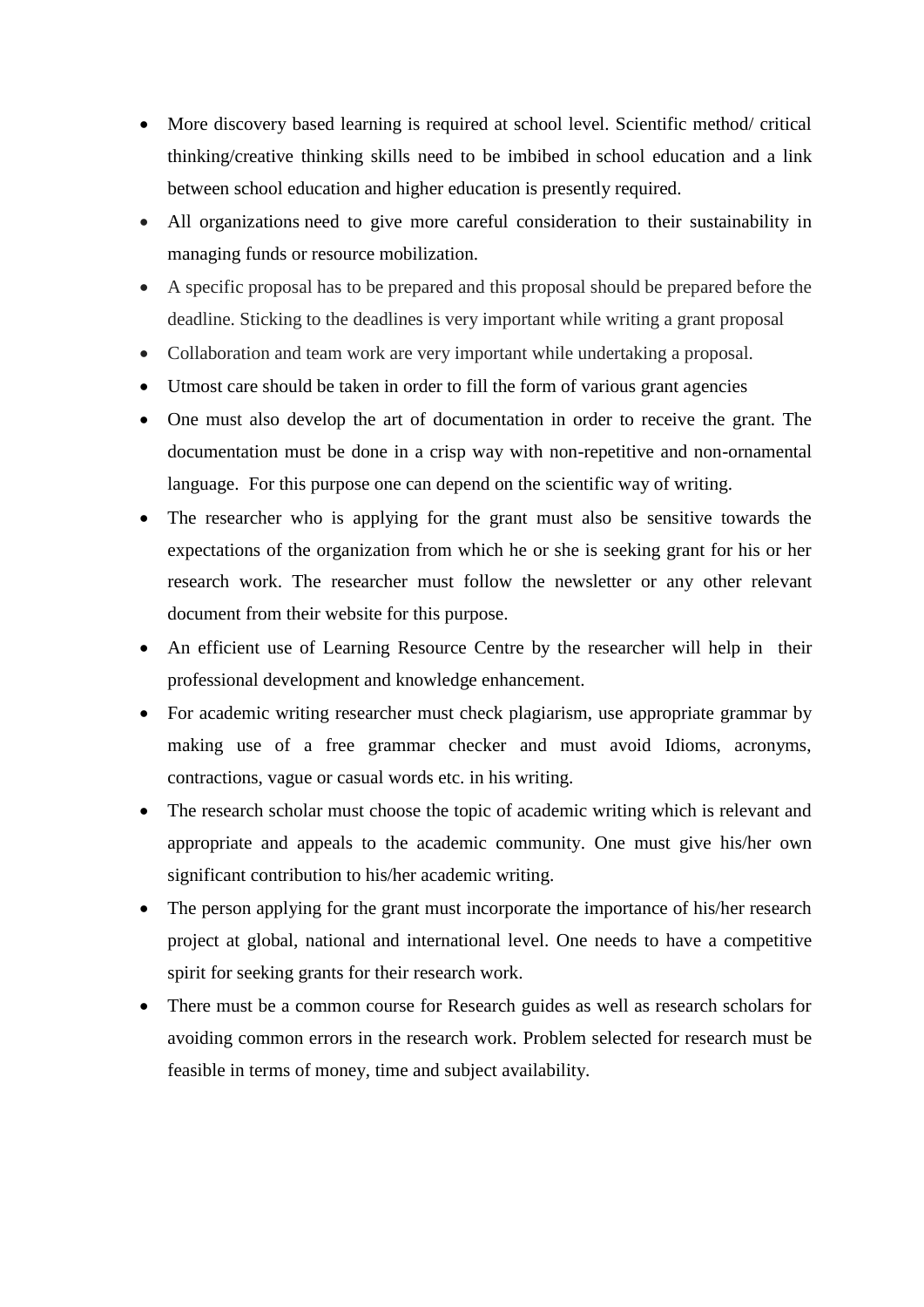- More discovery based learning is required at school level. Scientific method/ critical thinking/creative thinking skills need to be imbibed in school education and a link between school education and higher education is presently required.
- All organizations need to give more careful consideration to their sustainability in managing funds or resource mobilization.
- A specific proposal has to be prepared and this proposal should be prepared before the deadline. Sticking to the deadlines is very important while writing a grant proposal
- Collaboration and team work are very important while undertaking a proposal.
- Utmost care should be taken in order to fill the form of various grant agencies
- One must also develop the art of documentation in order to receive the grant. The documentation must be done in a crisp way with non-repetitive and non-ornamental language. For this purpose one can depend on the scientific way of writing.
- The researcher who is applying for the grant must also be sensitive towards the expectations of the organization from which he or she is seeking grant for his or her research work. The researcher must follow the newsletter or any other relevant document from their website for this purpose.
- An efficient use of Learning Resource Centre by the researcher will help in their professional development and knowledge enhancement.
- For academic writing researcher must check plagiarism, use appropriate grammar by making use of a free grammar checker and must avoid Idioms, acronyms, contractions, vague or casual words etc. in his writing.
- The research scholar must choose the topic of academic writing which is relevant and appropriate and appeals to the academic community. One must give his/her own significant contribution to his/her academic writing.
- The person applying for the grant must incorporate the importance of his/her research project at global, national and international level. One needs to have a competitive spirit for seeking grants for their research work.
- There must be a common course for Research guides as well as research scholars for avoiding common errors in the research work. Problem selected for research must be feasible in terms of money, time and subject availability.